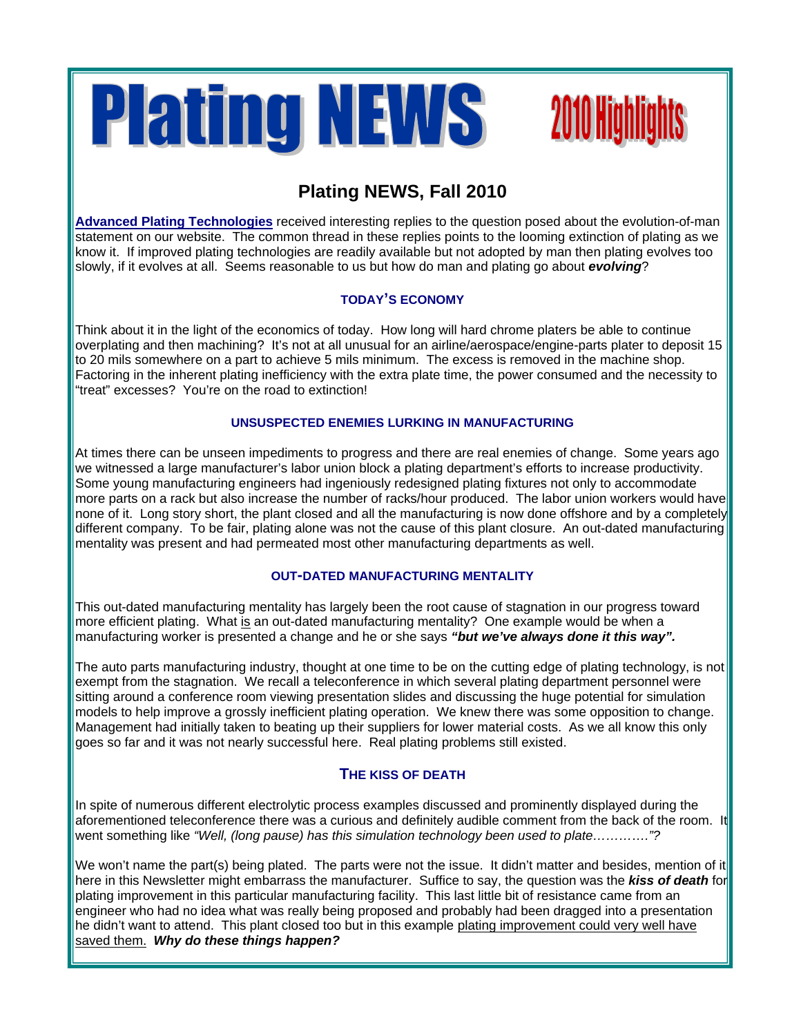# Plating NEWS 2010 Highlights

## Plating NEWS, Fall 2010

**Advanced Plating Technologies** received interesting replies to the question posed about the evolution-of-man statement on our website. The common thread in these replies points to the looming extinction of plating as we know it. If improved plating technologies are readily available but not adopted by man then plating evolves too slowly, if it evolves at all. Seems reasonable to us but how do man and plating go about ***evolving***?

### TODAY'S ECONOMY

Think about it in the light of the economics of today. How long will hard chrome platers be able to continue overplating and then machining? It's not at all unusual for an airline/aerospace/engine-parts plater to deposit 15 to 20 mils somewhere on a part to achieve 5 mils minimum. The excess is removed in the machine shop. Factoring in the inherent plating inefficiency with the extra plate time, the power consumed and the necessity to "treat" excesses? You're on the road to extinction!

### UNSUSPECTED ENEMIES LURKING IN MANUFACTURING

At times there can be unseen impediments to progress and there are real enemies of change. Some years ago we witnessed a large manufacturer's labor union block a plating department's efforts to increase productivity. Some young manufacturing engineers had ingeniously redesigned plating fixtures not only to accommodate more parts on a rack but also increase the number of racks/hour produced. The labor union workers would have none of it. Long story short, the plant closed and all the manufacturing is now done offshore and by a completely different company. To be fair, plating alone was not the cause of this plant closure. An out-dated manufacturing mentality was present and had permeated most other manufacturing departments as well.

### OUT-DATED MANUFACTURING MENTALITY

This out-dated manufacturing mentality has largely been the root cause of stagnation in our progress toward more efficient plating. What is an out-dated manufacturing mentality? One example would be when a manufacturing worker is presented a change and he or she says ***"but we've always done it this way".***

The auto parts manufacturing industry, thought at one time to be on the cutting edge of plating technology, is not exempt from the stagnation. We recall a teleconference in which several plating department personnel were sitting around a conference room viewing presentation slides and discussing the huge potential for simulation models to help improve a grossly inefficient plating operation. We knew there was some opposition to change. Management had initially taken to beating up their suppliers for lower material costs. As we all know this only goes so far and it was not nearly successful here. Real plating problems still existed.

### THE KISS OF DEATH

In spite of numerous different electrolytic process examples discussed and prominently displayed during the aforementioned teleconference there was a curious and definitely audible comment from the back of the room. It went something like *"Well, (long pause) has this simulation technology been used to plate…………"?*

We won't name the part(s) being plated. The parts were not the issue. It didn't matter and besides, mention of it here in this Newsletter might embarrass the manufacturer. Suffice to say, the question was the ***kiss of death*** for plating improvement in this particular manufacturing facility. This last little bit of resistance came from an engineer who had no idea what was really being proposed and probably had been dragged into a presentation he didn't want to attend. This plant closed too but in this example plating improvement could very well have saved them. ***Why do these things happen?***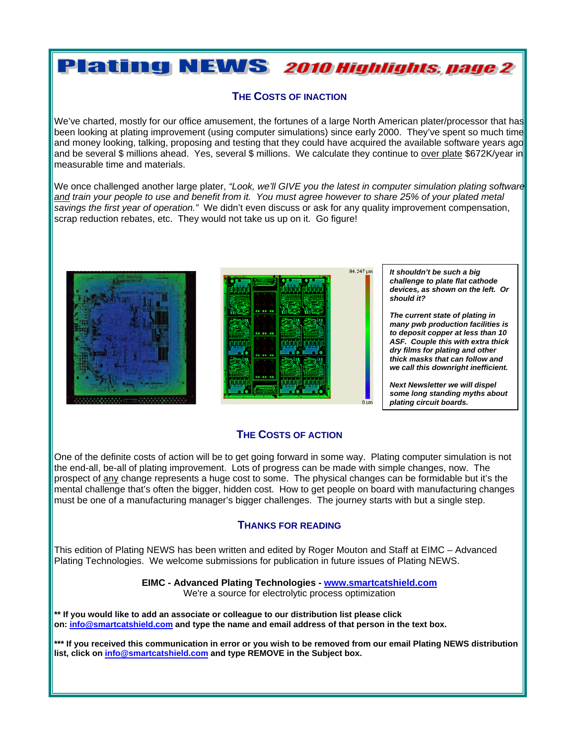# Plating NEWS *2010 Highlights, page 2*

## THE COSTS OF INACTION

We've charted, mostly for our office amusement, the fortunes of a large North American plater/processor that has been looking at plating improvement (using computer simulations) since early 2000. They've spent so much time and money looking, talking, proposing and testing that they could have acquired the available software years ago and be several $ millions ahead. Yes, several $ millions. We calculate they continue to over plate $672K/year in measurable time and materials.

We once challenged another large plater, *"Look, we'll GIVE you the latest in computer simulation plating software and train your people to use and benefit from it. You must agree however to share 25% of your plated metal savings the first year of operation."* We didn't even discuss or ask for any quality improvement compensation, scrap reduction rebates, etc. They would not take us up on it. Go figure!

84.247 µm

0 µm

***It shouldn't be such a big challenge to plate flat cathode devices, as shown on the left. Or should it?***

***The current state of plating in many pwb production facilities is to deposit copper at less than 10 ASF. Couple this with extra thick dry films for plating and other thick masks that can follow and we call this downright inefficient.***

***Next Newsletter we will dispel some long standing myths about plating circuit boards.***

## THE COSTS OF ACTION

One of the definite costs of action will be to get going forward in some way. Plating computer simulation is not the end-all, be-all of plating improvement. Lots of progress can be made with simple changes, now. The prospect of any change represents a huge cost to some. The physical changes can be formidable but it's the mental challenge that's often the bigger, hidden cost. How to get people on board with manufacturing changes must be one of a manufacturing manager's bigger challenges. The journey starts with but a single step.

## THANKS FOR READING

This edition of Plating NEWS has been written and edited by Roger Mouton and Staff at EIMC – Advanced Plating Technologies. We welcome submissions for publication in future issues of Plating NEWS.

**EIMC - Advanced Plating Technologies - www.smartcatshield.com**
We're a source for electrolytic process optimization

**** If you would like to add an associate or colleague to our distribution list please click on: info@smartcatshield.com and type the name and email address of that person in the text box.**

***** If you received this communication in error or you wish to be removed from our email Plating NEWS distribution list, click on info@smartcatshield.com and type REMOVE in the Subject box.**